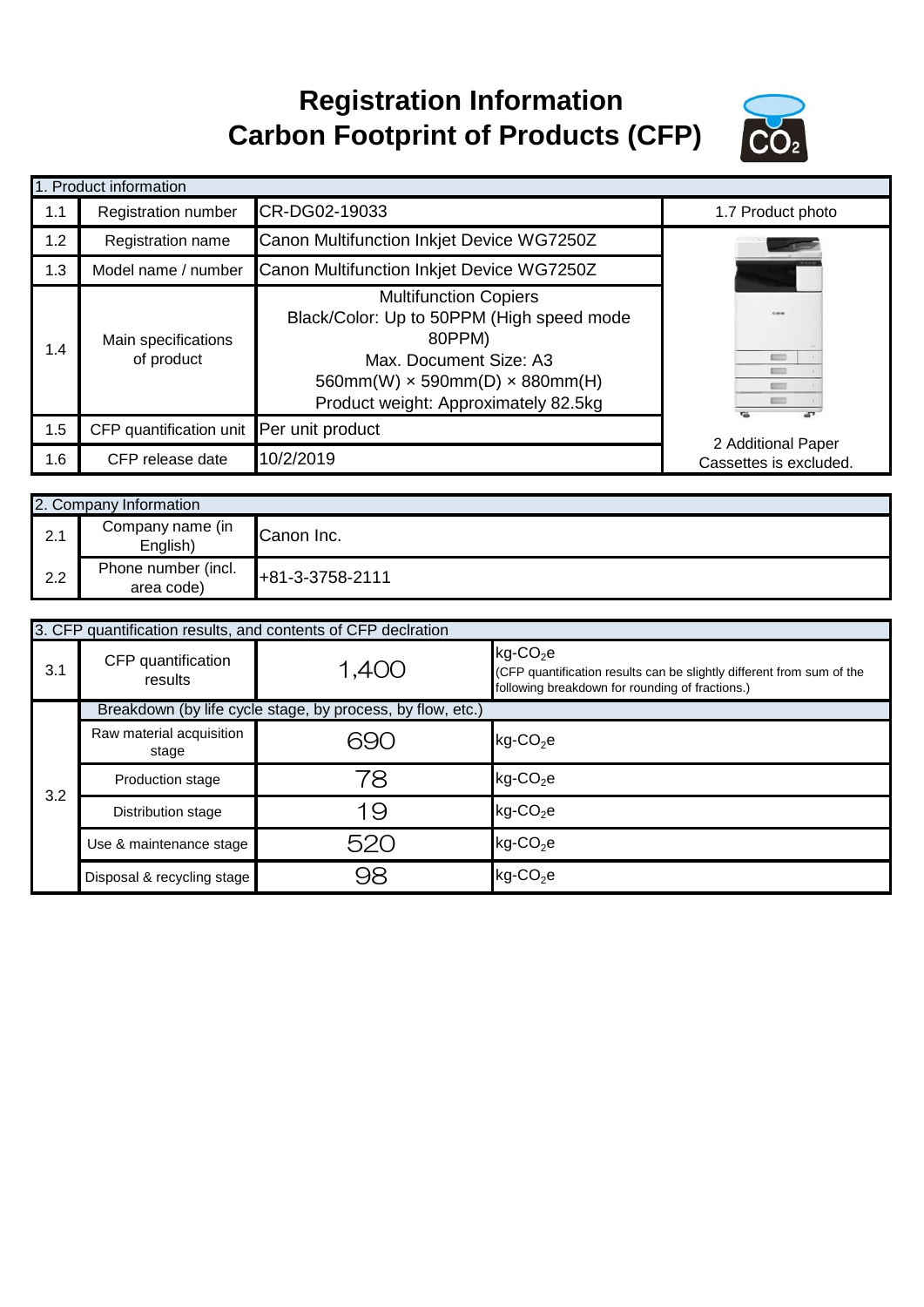# Registration Information
# Carbon Footprint of Products (CFP)

| 1. Product information | | | |
|---|---|---|---|
| 1.1 | Registration number | CR-DG02-19033 | 1.7 Product photo |
| 1.2 | Registration name | Canon Multifunction Inkjet Device WG7250Z | |
| 1.3 | Model name / number | Canon Multifunction Inkjet Device WG7250Z | |
| 1.4 | Main specifications of product | Multifunction Copiers<br>Black/Color: Up to 50PPM (High speed mode 80PPM)<br>Max. Document Size: A3<br>560mm(W) × 590mm(D) × 880mm(H)<br>Product weight: Approximately 82.5kg | |
| 1.5 | CFP quantification unit | Per unit product | 2 Additional Paper Cassettes is excluded. |
| 1.6 | CFP release date | 10/2/2019 | |

| 2. Company Information | | |
|---|---|---|
| 2.1 | Company name (in English) | Canon Inc. |
| 2.2 | Phone number (incl. area code) | +81-3-3758-2111 |

| 3. CFP quantification results, and contents of CFP declration | | | |
|---|---|---|---|
| 3.1 | CFP quantification results | 1,400 | kg-$CO_2$e<br>(CFP quantification results can be slightly different from sum of the following breakdown for rounding of fractions.) |
| 3.2 | Breakdown (by life cycle stage, by process, by flow, etc.) | | |
| | Raw material acquisition stage | 690 | kg-$CO_2$e |
| | Production stage | 78 | kg-$CO_2$e |
| | Distribution stage | 19 | kg-$CO_2$e |
| | Use & maintenance stage | 520 | kg-$CO_2$e |
| | Disposal & recycling stage | 98 | kg-$CO_2$e |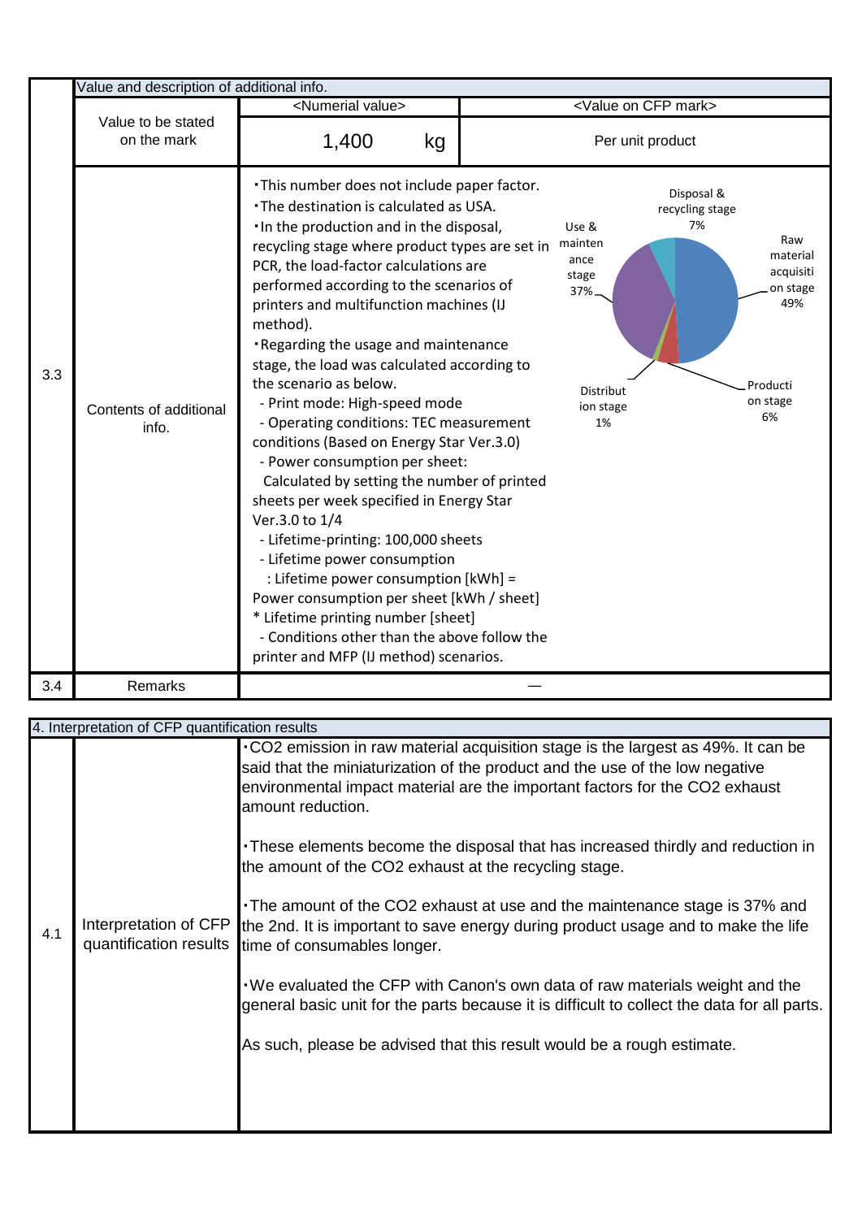| | Value and description of additional info. | | |
|---|---|---|---|
| 3.3 | Value to be stated on the mark | <Numerial value> 1,400 kg | <Value on CFP mark> Per unit product |
| | Contents of additional info. | ・This number does not include paper factor.<br>・The destination is calculated as USA.<br>・In the production and in the disposal, recycling stage where product types are set in PCR, the load-factor calculations are performed according to the scenarios of printers and multifunction machines (IJ method).<br>・Regarding the usage and maintenance stage, the load was calculated according to the scenario as below.<br>- Print mode: High-speed mode<br>- Operating conditions: TEC measurement conditions (Based on Energy Star Ver.3.0)<br>- Power consumption per sheet: Calculated by setting the number of printed sheets per week specified in Energy Star Ver.3.0 to 1/4<br>- Lifetime-printing: 100,000 sheets<br>- Lifetime power consumption : Lifetime power consumption [kWh] = Power consumption per sheet [kWh / sheet] * Lifetime printing number [sheet]<br>- Conditions other than the above follow the printer and MFP (IJ method) scenarios. | Raw material acquisition stage 49%<br>Production stage 6%<br>Distribution stage 1%<br>Use & maintenance stage 37%<br>Disposal & recycling stage 7% |
| 3.4 | Remarks | — | |

| | 4. Interpretation of CFP quantification results |
|---|---|
| 4.1 | **Interpretation of CFP quantification results**<br>・$CO_2$ emission in raw material acquisition stage is the largest as 49%. It can be said that the miniaturization of the product and the use of the low negative environmental impact material are the important factors for the $CO_2$ exhaust amount reduction.<br><br>・These elements become the disposal that has increased thirdly and reduction in the amount of the $CO_2$ exhaust at the recycling stage.<br><br>・The amount of the $CO_2$ exhaust at use and the maintenance stage is 37% and the 2nd. It is important to save energy during product usage and to make the life time of consumables longer.<br><br>・We evaluated the CFP with Canon's own data of raw materials weight and the general basic unit for the parts because it is difficult to collect the data for all parts.<br><br>As such, please be advised that this result would be a rough estimate. |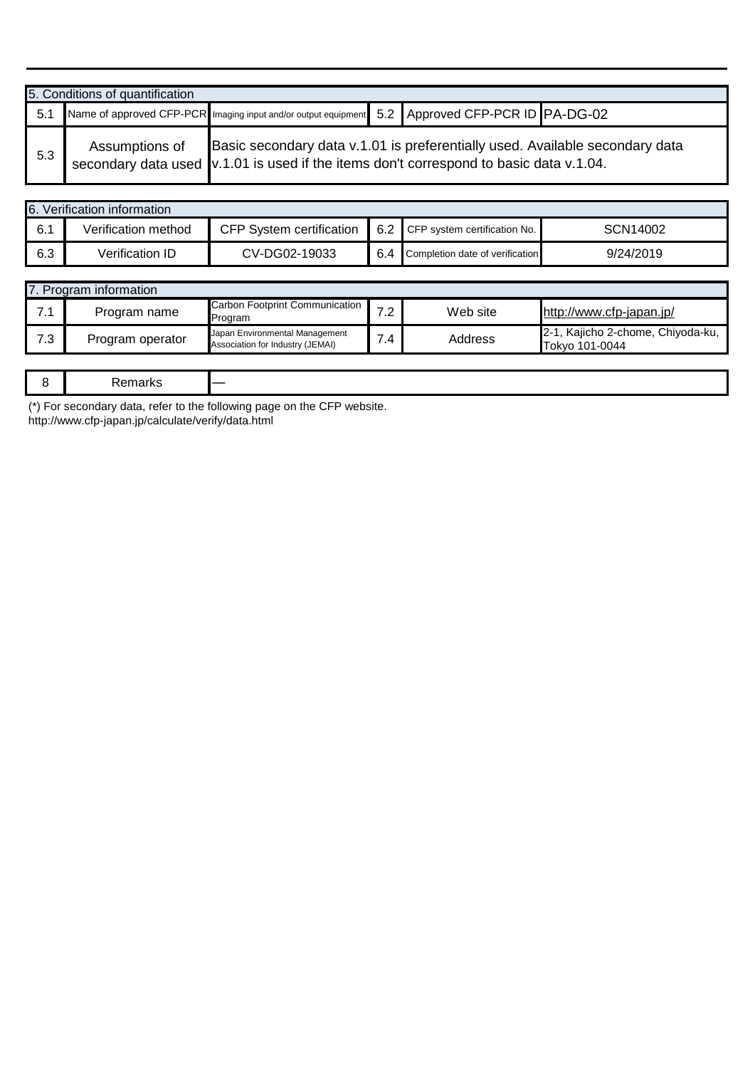| 5. Conditions of quantification | | | | |
| --- | --- | --- | --- | --- |
| 5.1 | Name of approved CFP-PCR | Imaging input and/or output equipment | 5.2 | Approved CFP-PCR ID | PA-DG-02 |
| 5.3 | Assumptions of secondary data used | Basic secondary data v.1.01 is preferentially used. Available secondary data v.1.01 is used if the items don't correspond to basic data v.1.04. | | | |

| 6. Verification information | | | | | |
| --- | --- | --- | --- | --- | --- |
| 6.1 | Verification method | CFP System certification | 6.2 | CFP system certification No. | SCN14002 |
| 6.3 | Verification ID | CV-DG02-19033 | 6.4 | Completion date of verification | 9/24/2019 |

| 7. Program information | | | | | |
| --- | --- | --- | --- | --- | --- |
| 7.1 | Program name | Carbon Footprint Communication Program | 7.2 | Web site | http://www.cfp-japan.jp/ |
| 7.3 | Program operator | Japan Environmental Management Association for Industry (JEMAI) | 7.4 | Address | 2-1, Kajicho 2-chome, Chiyoda-ku, Tokyo 101-0044 |

| | | |
| --- | --- | --- |
| 8 | Remarks | — |

(*) For secondary data, refer to the following page on the CFP website.
http://www.cfp-japan.jp/calculate/verify/data.html